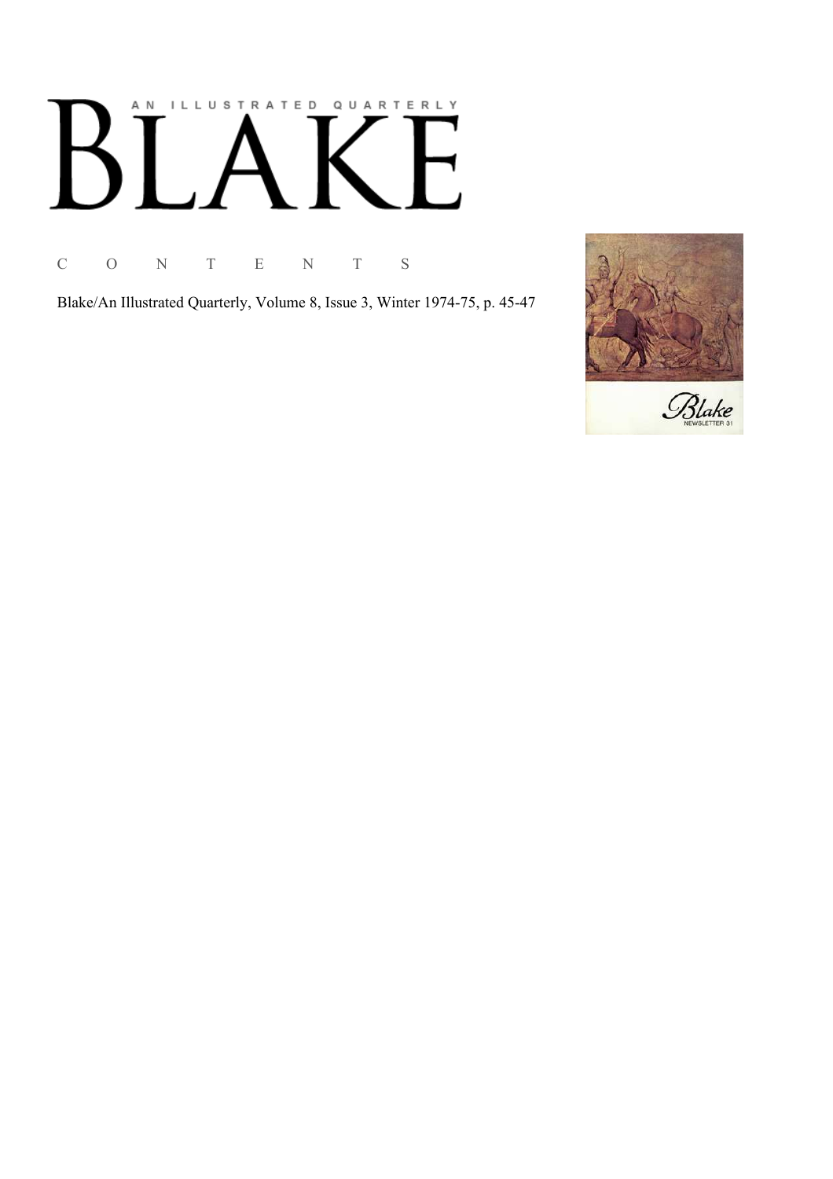A N I L L U S T R A T E D Q U A R T E R L Y

# BLAKE

C O N T E N T S

Blake/An Illustrated Quarterly, Volume 8, Issue 3, Winter 1974-75, p. 45-47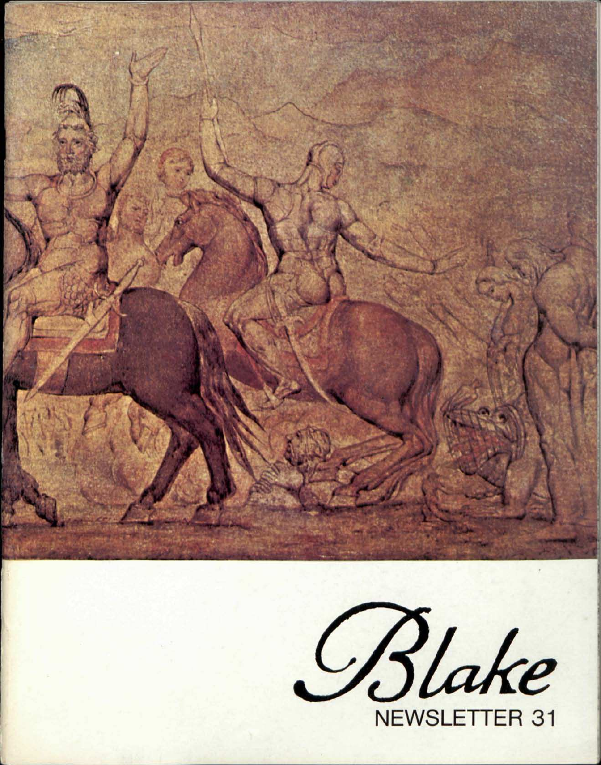# Blake

NEWSLETTER 31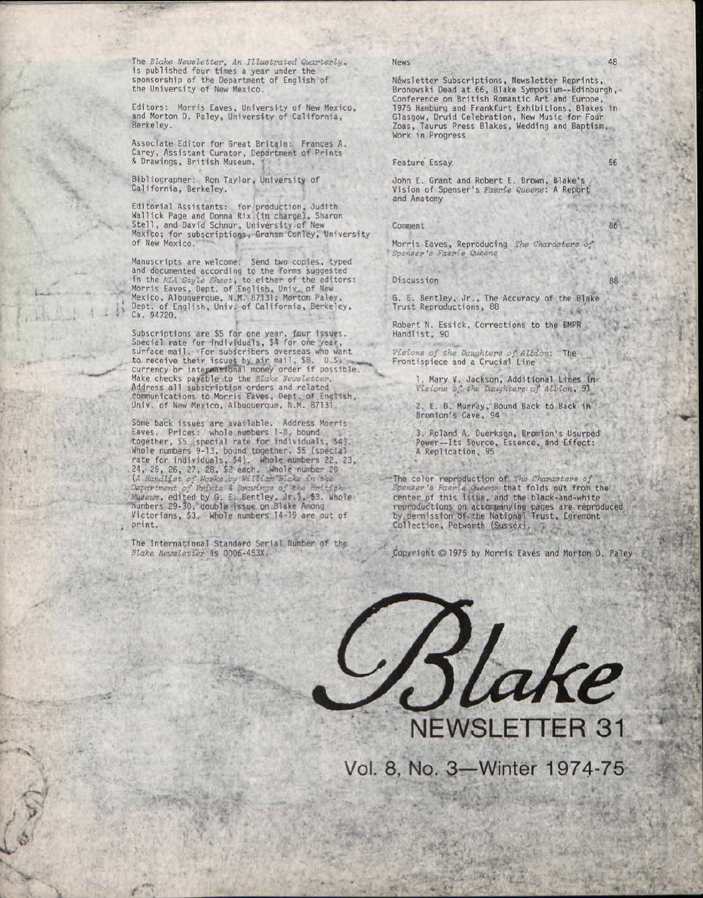The *Blake Newsletter, An Illustrated Quarterly*, is published four times a year under the sponsorship of the Department of English of the University of New Mexico.

Editors: Morris Eaves, University of New Mexico, and Morton D. Paley, University of California, Berkeley.

Associate Editor for Great Britain: Frances A. Carey, Assistant Curator, Department of Prints & Drawings, British Museum.

Bibliographer: Ron Taylor, University of California, Berkeley.

Editorial Assistants: for production, Judith Wallick Page and Donna Rix (in charge), Sharon Stell, and David Schnur, University of New Mexico; for subscriptions, Graham Conley, University of New Mexico.

Manuscripts are welcome. Send two copies, typed and documented according to the forms suggested in the *MLA Style Sheet*, to either of the editors: Morris Eaves, Dept. of English, Univ. of New Mexico, Albuquerque, N.M. 87131; Morton Paley, Dept. of English, Univ. of California, Berkeley, Ca. 94720.

Subscriptions are $5 for one year, four issues. Special rate for individuals, $4 for one year, surface mail. For subscribers overseas who want to receive their issues by air mail, $8. U.S. currency or international money order if possible. Make checks payable to the *Blake Newsletter*. Address all subscription orders and related communications to Morris Eaves, Dept. of English, Univ. of New Mexico, Albuquerque, N.M. 87131.

Some back issues are available. Address Morris Eaves. Prices: whole numbers 1-8, bound together, $5 (special rate for individuals, $4). Whole numbers 9-13, bound together, $5 (special rate for individuals, $4). Whole numbers 22, 23, 24, 25, 26, 27, 28, $2 each. Whole number 20 (*A Handlist of Works by William Blake in the Department of Prints & Drawings of the British Museum*, edited by G. E. Bentley, Jr.), $3. Whole numbers 29-30, double issue on Blake Among Victorians, $3. Whole numbers 14-19 are out of print.

The International Standard Serial Number of the *Blake Newsletter* is 0006-453X.

News 48

Newsletter Subscriptions, Newsletter Reprints, Bronowski Dead at 66, Blake Symposium--Edinburgh, Conference on British Romantic Art and Europe, 1975 Hamburg and Frankfurt Exhibitions, Blakes in Glasgow, Druid Celebration, New Music for Four Zoas, Taurus Press Blakes, Wedding and Baptism, Work in Progress

Feature Essay 56

John E. Grant and Robert E. Brown, Blake's Vision of Spenser's *Faerie Queene*: A Report and Anatomy

Comment 86

Morris Eaves, Reproducing *The Characters of Spenser's Faerie Queene*

Discussion 88

G. E. Bentley, Jr., The Accuracy of the Blake Trust Reproductions, 88

Robert N. Essick, Corrections to the BMPR Handlist, 90

*Visions of the Daughters of Albion*: The Frontispiece and a Crucial Line

1. Mary V. Jackson, Additional Lines in *Visions of the Daughters of Albion*, 91

2. E. B. Murray, Bound Back to Back in Bromion's Cave, 94

3. Roland A. Duerksen, Bromion's Usurped Power--Its Source, Essence, and Effect: A Replication, 95

The color reproduction of *The Characters of Spenser's Faerie Queene* that folds out from the center of this issue, and the black-and-white reproductions on accompanying pages are reproduced by permission of the National Trust, Egremont Collection, Petworth (Sussex).

Copyright © 1975 by Morris Eaves and Morton D. Paley

# Blake

## NEWSLETTER 31

### Vol. 8, No. 3—Winter 1974-75